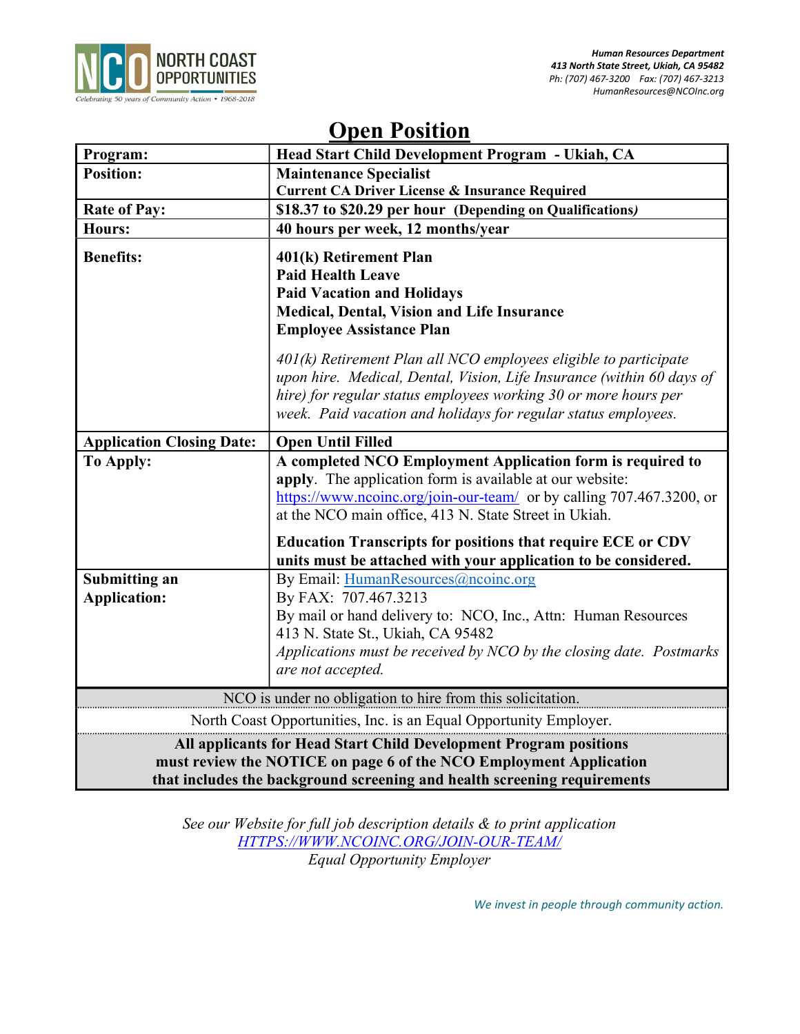NORTH COAST OPPORTUNITIES

*Celebrating 50 years of Community Action • 1968-2018*

***Human Resources Department***
***413 North State Street, Ukiah, CA 95482***
*Ph: (707) 467-3200 Fax: (707) 467-3213*
*HumanResources@NCOInc.org*

# Open Position

| | |
|---|---|
| **Program:** | **Head Start Child Development Program - Ukiah, CA** |
| **Position:** | **Maintenance Specialist**<br>**Current CA Driver License & Insurance Required** |
| **Rate of Pay:** | **$18.37 to $20.29 per hour (Depending on Qualifications)** |
| **Hours:** | **40 hours per week, 12 months/year** |
| **Benefits:** | **401(k) Retirement Plan**<br>**Paid Health Leave**<br>**Paid Vacation and Holidays**<br>**Medical, Dental, Vision and Life Insurance**<br>**Employee Assistance Plan**<br><br>*401(k) Retirement Plan all NCO employees eligible to participate upon hire. Medical, Dental, Vision, Life Insurance (within 60 days of hire) for regular status employees working 30 or more hours per week. Paid vacation and holidays for regular status employees.* |
| **Application Closing Date:** | **Open Until Filled** |
| **To Apply:** | **A completed NCO Employment Application form is required to apply**. The application form is available at our website: https://www.ncoinc.org/join-our-team/ or by calling 707.467.3200, or at the NCO main office, 413 N. State Street in Ukiah.<br><br>**Education Transcripts for positions that require ECE or CDV units must be attached with your application to be considered.** |
| **Submitting an Application:** | By Email: HumanResources@ncoinc.org<br>By FAX: 707.467.3213<br>By mail or hand delivery to: NCO, Inc., Attn: Human Resources 413 N. State St., Ukiah, CA 95482<br>*Applications must be received by NCO by the closing date. Postmarks are not accepted.* |

NCO is under no obligation to hire from this solicitation.

North Coast Opportunities, Inc. is an Equal Opportunity Employer.

**All applicants for Head Start Child Development Program positions must review the NOTICE on page 6 of the NCO Employment Application that includes the background screening and health screening requirements**

*See our Website for full job description details & to print application*
*HTTPS://WWW.NCOINC.ORG/JOIN-OUR-TEAM/*
*Equal Opportunity Employer*

*We invest in people through community action.*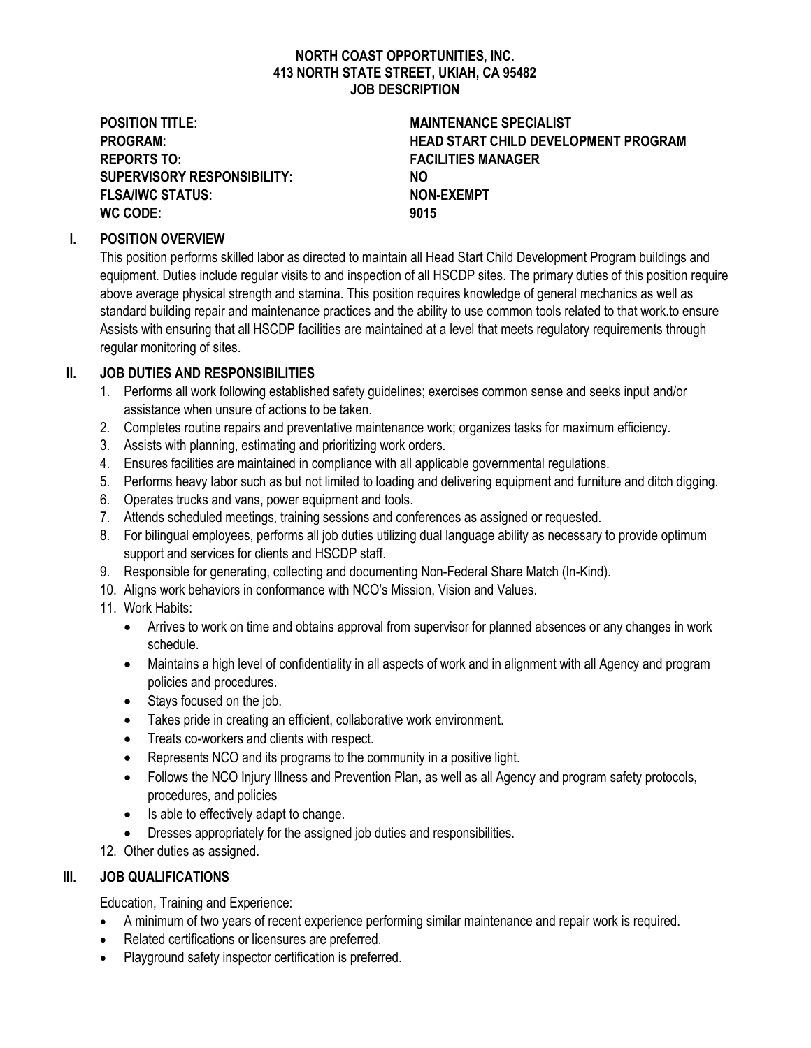**NORTH COAST OPPORTUNITIES, INC.**
**413 NORTH STATE STREET, UKIAH, CA 95482**
**JOB DESCRIPTION**

| | |
|---|---|
| **POSITION TITLE:** | **MAINTENANCE SPECIALIST** |
| **PROGRAM:** | **HEAD START CHILD DEVELOPMENT PROGRAM** |
| **REPORTS TO:** | **FACILITIES MANAGER** |
| **SUPERVISORY RESPONSIBILITY:** | **NO** |
| **FLSA/IWC STATUS:** | **NON-EXEMPT** |
| **WC CODE:** | **9015** |

## I. POSITION OVERVIEW

This position performs skilled labor as directed to maintain all Head Start Child Development Program buildings and equipment. Duties include regular visits to and inspection of all HSCDP sites. The primary duties of this position require above average physical strength and stamina. This position requires knowledge of general mechanics as well as standard building repair and maintenance practices and the ability to use common tools related to that work.to ensure Assists with ensuring that all HSCDP facilities are maintained at a level that meets regulatory requirements through regular monitoring of sites.

## II. JOB DUTIES AND RESPONSIBILITIES

1. Performs all work following established safety guidelines; exercises common sense and seeks input and/or assistance when unsure of actions to be taken.
2. Completes routine repairs and preventative maintenance work; organizes tasks for maximum efficiency.
3. Assists with planning, estimating and prioritizing work orders.
4. Ensures facilities are maintained in compliance with all applicable governmental regulations.
5. Performs heavy labor such as but not limited to loading and delivering equipment and furniture and ditch digging.
6. Operates trucks and vans, power equipment and tools.
7. Attends scheduled meetings, training sessions and conferences as assigned or requested.
8. For bilingual employees, performs all job duties utilizing dual language ability as necessary to provide optimum support and services for clients and HSCDP staff.
9. Responsible for generating, collecting and documenting Non-Federal Share Match (In-Kind).
10. Aligns work behaviors in conformance with NCO's Mission, Vision and Values.
11. Work Habits:
    - Arrives to work on time and obtains approval from supervisor for planned absences or any changes in work schedule.
    - Maintains a high level of confidentiality in all aspects of work and in alignment with all Agency and program policies and procedures.
    - Stays focused on the job.
    - Takes pride in creating an efficient, collaborative work environment.
    - Treats co-workers and clients with respect.
    - Represents NCO and its programs to the community in a positive light.
    - Follows the NCO Injury Illness and Prevention Plan, as well as all Agency and program safety protocols, procedures, and policies
    - Is able to effectively adapt to change.
    - Dresses appropriately for the assigned job duties and responsibilities.
12. Other duties as assigned.

## III. JOB QUALIFICATIONS

Education, Training and Experience:

- A minimum of two years of recent experience performing similar maintenance and repair work is required.
- Related certifications or licensures are preferred.
- Playground safety inspector certification is preferred.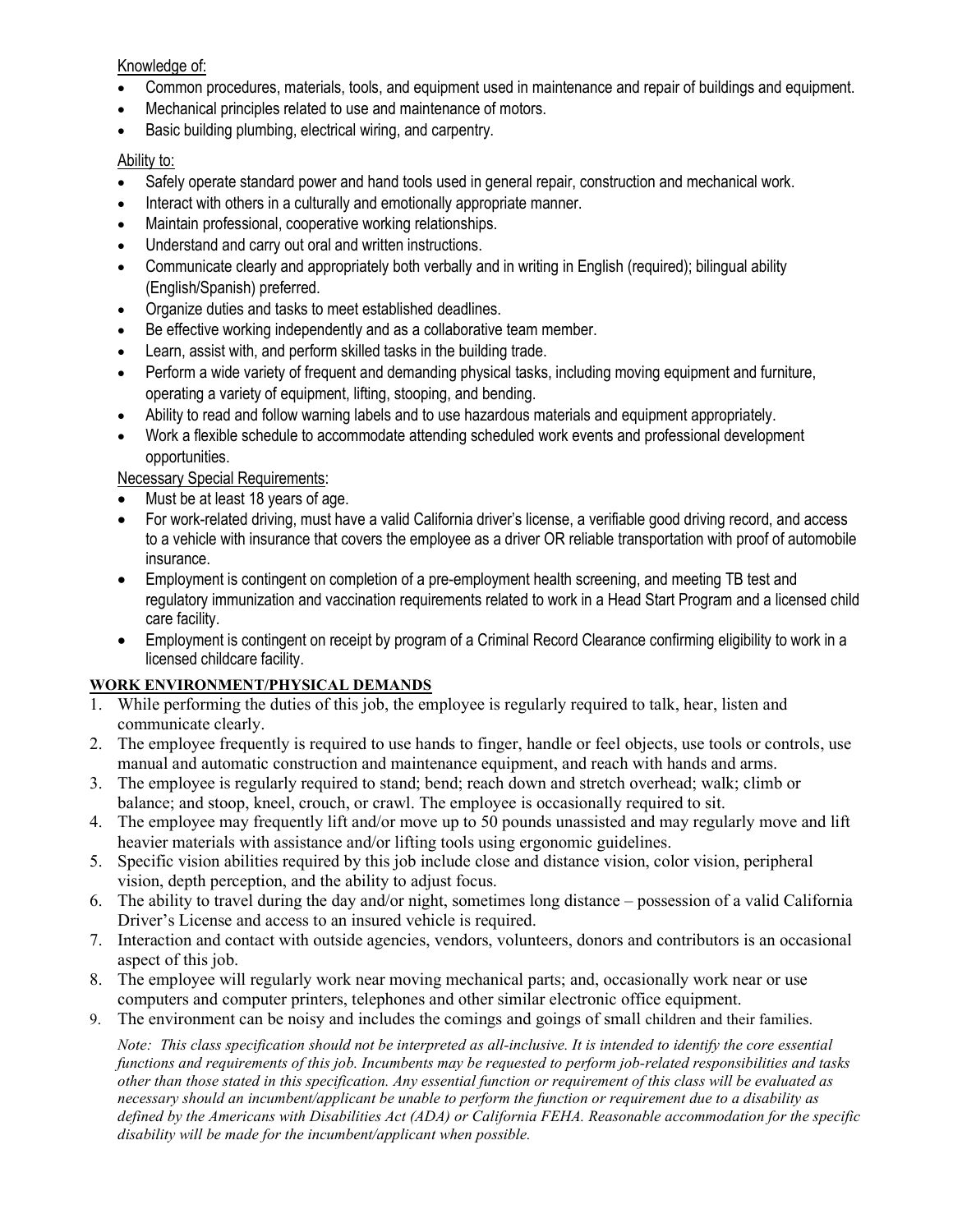Knowledge of:

- Common procedures, materials, tools, and equipment used in maintenance and repair of buildings and equipment.
- Mechanical principles related to use and maintenance of motors.
- Basic building plumbing, electrical wiring, and carpentry.

Ability to:

- Safely operate standard power and hand tools used in general repair, construction and mechanical work.
- Interact with others in a culturally and emotionally appropriate manner.
- Maintain professional, cooperative working relationships.
- Understand and carry out oral and written instructions.
- Communicate clearly and appropriately both verbally and in writing in English (required); bilingual ability (English/Spanish) preferred.
- Organize duties and tasks to meet established deadlines.
- Be effective working independently and as a collaborative team member.
- Learn, assist with, and perform skilled tasks in the building trade.
- Perform a wide variety of frequent and demanding physical tasks, including moving equipment and furniture, operating a variety of equipment, lifting, stooping, and bending.
- Ability to read and follow warning labels and to use hazardous materials and equipment appropriately.
- Work a flexible schedule to accommodate attending scheduled work events and professional development opportunities.

Necessary Special Requirements:

- Must be at least 18 years of age.
- For work-related driving, must have a valid California driver's license, a verifiable good driving record, and access to a vehicle with insurance that covers the employee as a driver OR reliable transportation with proof of automobile insurance.
- Employment is contingent on completion of a pre-employment health screening, and meeting TB test and regulatory immunization and vaccination requirements related to work in a Head Start Program and a licensed child care facility.
- Employment is contingent on receipt by program of a Criminal Record Clearance confirming eligibility to work in a licensed childcare facility.

**WORK ENVIRONMENT/PHYSICAL DEMANDS**

1. While performing the duties of this job, the employee is regularly required to talk, hear, listen and communicate clearly.
2. The employee frequently is required to use hands to finger, handle or feel objects, use tools or controls, use manual and automatic construction and maintenance equipment, and reach with hands and arms.
3. The employee is regularly required to stand; bend; reach down and stretch overhead; walk; climb or balance; and stoop, kneel, crouch, or crawl. The employee is occasionally required to sit.
4. The employee may frequently lift and/or move up to 50 pounds unassisted and may regularly move and lift heavier materials with assistance and/or lifting tools using ergonomic guidelines.
5. Specific vision abilities required by this job include close and distance vision, color vision, peripheral vision, depth perception, and the ability to adjust focus.
6. The ability to travel during the day and/or night, sometimes long distance – possession of a valid California Driver's License and access to an insured vehicle is required.
7. Interaction and contact with outside agencies, vendors, volunteers, donors and contributors is an occasional aspect of this job.
8. The employee will regularly work near moving mechanical parts; and, occasionally work near or use computers and computer printers, telephones and other similar electronic office equipment.
9. The environment can be noisy and includes the comings and goings of small children and their families.

*Note: This class specification should not be interpreted as all-inclusive. It is intended to identify the core essential functions and requirements of this job. Incumbents may be requested to perform job-related responsibilities and tasks other than those stated in this specification. Any essential function or requirement of this class will be evaluated as necessary should an incumbent/applicant be unable to perform the function or requirement due to a disability as defined by the Americans with Disabilities Act (ADA) or California FEHA. Reasonable accommodation for the specific disability will be made for the incumbent/applicant when possible.*